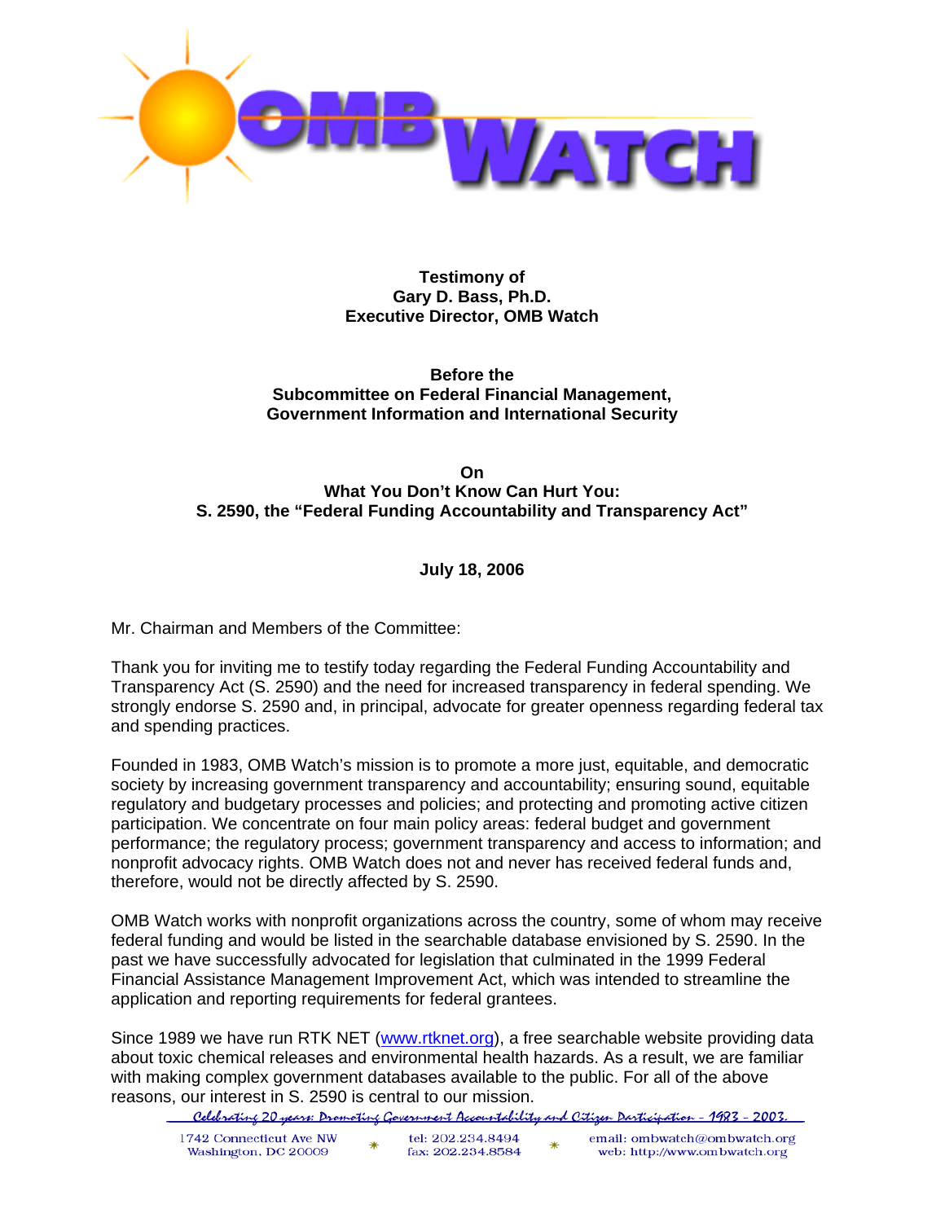**Testimony of**
**Gary D. Bass, Ph.D.**
**Executive Director, OMB Watch**

**Before the**
**Subcommittee on Federal Financial Management,**
**Government Information and International Security**

**On**
**What You Don't Know Can Hurt You:**
**S. 2590, the "Federal Funding Accountability and Transparency Act"**

**July 18, 2006**

Mr. Chairman and Members of the Committee:

Thank you for inviting me to testify today regarding the Federal Funding Accountability and Transparency Act (S. 2590) and the need for increased transparency in federal spending. We strongly endorse S. 2590 and, in principal, advocate for greater openness regarding federal tax and spending practices.

Founded in 1983, OMB Watch's mission is to promote a more just, equitable, and democratic society by increasing government transparency and accountability; ensuring sound, equitable regulatory and budgetary processes and policies; and protecting and promoting active citizen participation. We concentrate on four main policy areas: federal budget and government performance; the regulatory process; government transparency and access to information; and nonprofit advocacy rights. OMB Watch does not and never has received federal funds and, therefore, would not be directly affected by S. 2590.

OMB Watch works with nonprofit organizations across the country, some of whom may receive federal funding and would be listed in the searchable database envisioned by S. 2590. In the past we have successfully advocated for legislation that culminated in the 1999 Federal Financial Assistance Management Improvement Act, which was intended to streamline the application and reporting requirements for federal grantees.

Since 1989 we have run RTK NET (www.rtknet.org), a free searchable website providing data about toxic chemical releases and environmental health hazards. As a result, we are familiar with making complex government databases available to the public. For all of the above reasons, our interest in S. 2590 is central to our mission.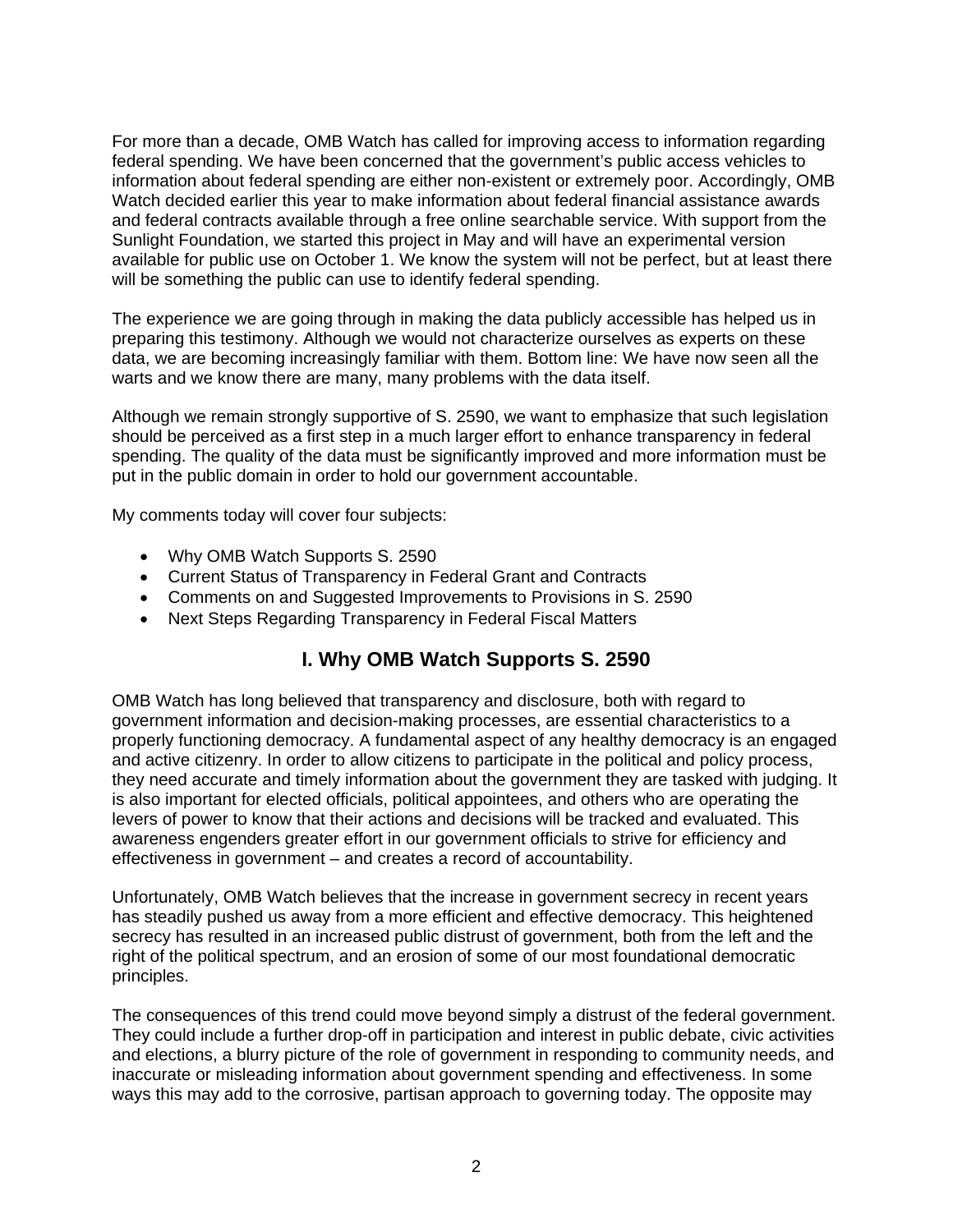For more than a decade, OMB Watch has called for improving access to information regarding federal spending. We have been concerned that the government's public access vehicles to information about federal spending are either non-existent or extremely poor. Accordingly, OMB Watch decided earlier this year to make information about federal financial assistance awards and federal contracts available through a free online searchable service. With support from the Sunlight Foundation, we started this project in May and will have an experimental version available for public use on October 1. We know the system will not be perfect, but at least there will be something the public can use to identify federal spending.

The experience we are going through in making the data publicly accessible has helped us in preparing this testimony. Although we would not characterize ourselves as experts on these data, we are becoming increasingly familiar with them. Bottom line: We have now seen all the warts and we know there are many, many problems with the data itself.

Although we remain strongly supportive of S. 2590, we want to emphasize that such legislation should be perceived as a first step in a much larger effort to enhance transparency in federal spending. The quality of the data must be significantly improved and more information must be put in the public domain in order to hold our government accountable.

My comments today will cover four subjects:

- Why OMB Watch Supports S. 2590
- Current Status of Transparency in Federal Grant and Contracts
- Comments on and Suggested Improvements to Provisions in S. 2590
- Next Steps Regarding Transparency in Federal Fiscal Matters

## I. Why OMB Watch Supports S. 2590

OMB Watch has long believed that transparency and disclosure, both with regard to government information and decision-making processes, are essential characteristics to a properly functioning democracy. A fundamental aspect of any healthy democracy is an engaged and active citizenry. In order to allow citizens to participate in the political and policy process, they need accurate and timely information about the government they are tasked with judging. It is also important for elected officials, political appointees, and others who are operating the levers of power to know that their actions and decisions will be tracked and evaluated. This awareness engenders greater effort in our government officials to strive for efficiency and effectiveness in government – and creates a record of accountability.

Unfortunately, OMB Watch believes that the increase in government secrecy in recent years has steadily pushed us away from a more efficient and effective democracy. This heightened secrecy has resulted in an increased public distrust of government, both from the left and the right of the political spectrum, and an erosion of some of our most foundational democratic principles.

The consequences of this trend could move beyond simply a distrust of the federal government. They could include a further drop-off in participation and interest in public debate, civic activities and elections, a blurry picture of the role of government in responding to community needs, and inaccurate or misleading information about government spending and effectiveness. In some ways this may add to the corrosive, partisan approach to governing today. The opposite may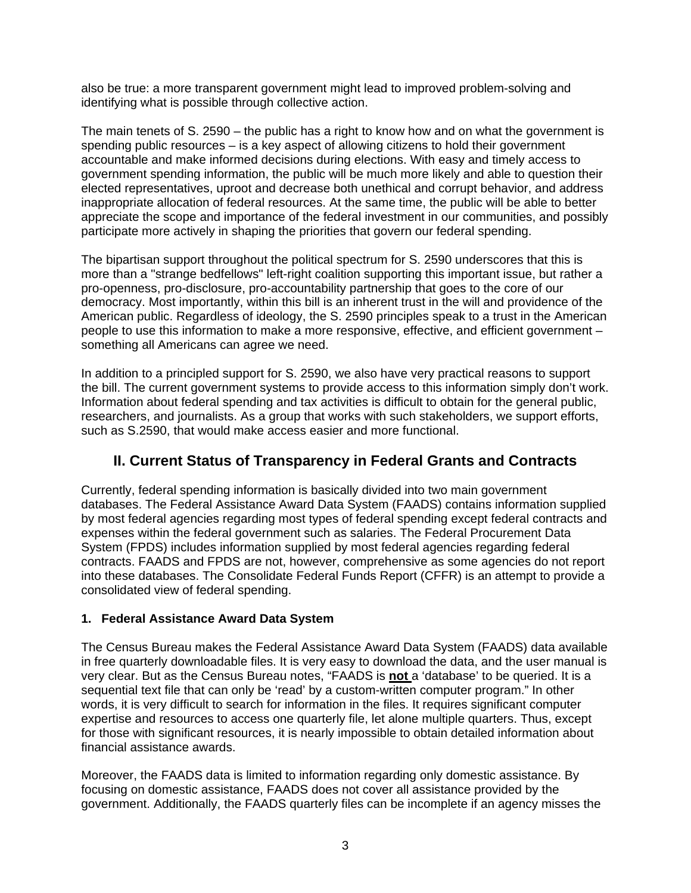also be true: a more transparent government might lead to improved problem-solving and identifying what is possible through collective action.

The main tenets of S. 2590 – the public has a right to know how and on what the government is spending public resources – is a key aspect of allowing citizens to hold their government accountable and make informed decisions during elections. With easy and timely access to government spending information, the public will be much more likely and able to question their elected representatives, uproot and decrease both unethical and corrupt behavior, and address inappropriate allocation of federal resources. At the same time, the public will be able to better appreciate the scope and importance of the federal investment in our communities, and possibly participate more actively in shaping the priorities that govern our federal spending.

The bipartisan support throughout the political spectrum for S. 2590 underscores that this is more than a "strange bedfellows" left-right coalition supporting this important issue, but rather a pro-openness, pro-disclosure, pro-accountability partnership that goes to the core of our democracy. Most importantly, within this bill is an inherent trust in the will and providence of the American public. Regardless of ideology, the S. 2590 principles speak to a trust in the American people to use this information to make a more responsive, effective, and efficient government – something all Americans can agree we need.

In addition to a principled support for S. 2590, we also have very practical reasons to support the bill. The current government systems to provide access to this information simply don't work. Information about federal spending and tax activities is difficult to obtain for the general public, researchers, and journalists. As a group that works with such stakeholders, we support efforts, such as S.2590, that would make access easier and more functional.

## II. Current Status of Transparency in Federal Grants and Contracts

Currently, federal spending information is basically divided into two main government databases. The Federal Assistance Award Data System (FAADS) contains information supplied by most federal agencies regarding most types of federal spending except federal contracts and expenses within the federal government such as salaries. The Federal Procurement Data System (FPDS) includes information supplied by most federal agencies regarding federal contracts. FAADS and FPDS are not, however, comprehensive as some agencies do not report into these databases. The Consolidate Federal Funds Report (CFFR) is an attempt to provide a consolidated view of federal spending.

### 1. Federal Assistance Award Data System

The Census Bureau makes the Federal Assistance Award Data System (FAADS) data available in free quarterly downloadable files. It is very easy to download the data, and the user manual is very clear. But as the Census Bureau notes, "FAADS is **not** a 'database' to be queried. It is a sequential text file that can only be 'read' by a custom-written computer program." In other words, it is very difficult to search for information in the files. It requires significant computer expertise and resources to access one quarterly file, let alone multiple quarters. Thus, except for those with significant resources, it is nearly impossible to obtain detailed information about financial assistance awards.

Moreover, the FAADS data is limited to information regarding only domestic assistance. By focusing on domestic assistance, FAADS does not cover all assistance provided by the government. Additionally, the FAADS quarterly files can be incomplete if an agency misses the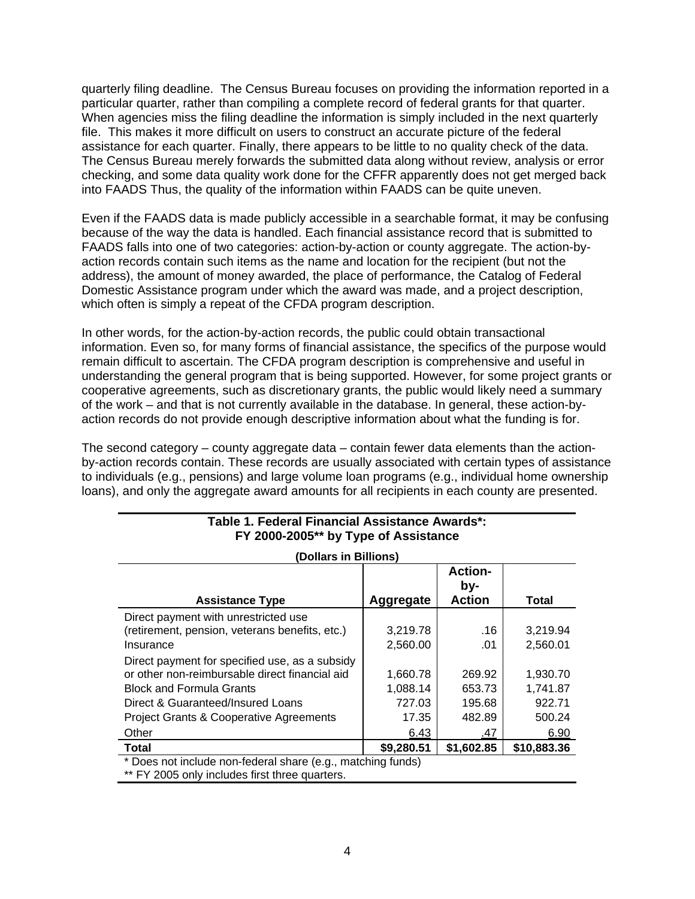quarterly filing deadline. The Census Bureau focuses on providing the information reported in a particular quarter, rather than compiling a complete record of federal grants for that quarter. When agencies miss the filing deadline the information is simply included in the next quarterly file. This makes it more difficult on users to construct an accurate picture of the federal assistance for each quarter. Finally, there appears to be little to no quality check of the data. The Census Bureau merely forwards the submitted data along without review, analysis or error checking, and some data quality work done for the CFFR apparently does not get merged back into FAADS Thus, the quality of the information within FAADS can be quite uneven.

Even if the FAADS data is made publicly accessible in a searchable format, it may be confusing because of the way the data is handled. Each financial assistance record that is submitted to FAADS falls into one of two categories: action-by-action or county aggregate. The action-by-action records contain such items as the name and location for the recipient (but not the address), the amount of money awarded, the place of performance, the Catalog of Federal Domestic Assistance program under which the award was made, and a project description, which often is simply a repeat of the CFDA program description.

In other words, for the action-by-action records, the public could obtain transactional information. Even so, for many forms of financial assistance, the specifics of the purpose would remain difficult to ascertain. The CFDA program description is comprehensive and useful in understanding the general program that is being supported. However, for some project grants or cooperative agreements, such as discretionary grants, the public would likely need a summary of the work – and that is not currently available in the database. In general, these action-by-action records do not provide enough descriptive information about what the funding is for.

The second category – county aggregate data – contain fewer data elements than the action-by-action records contain. These records are usually associated with certain types of assistance to individuals (e.g., pensions) and large volume loan programs (e.g., individual home ownership loans), and only the aggregate award amounts for all recipients in each county are presented.

**Table 1. Federal Financial Assistance Awards*: FY 2000-2005** by Type of Assistance**

**(Dollars in Billions)**

| Assistance Type | Aggregate | Action-by-Action | Total |
|---|---|---|---|
| Direct payment with unrestricted use (retirement, pension, veterans benefits, etc.) | 3,219.78 | .16 | 3,219.94 |
| Insurance | 2,560.00 | .01 | 2,560.01 |
| Direct payment for specified use, as a subsidy or other non-reimbursable direct financial aid | 1,660.78 | 269.92 | 1,930.70 |
| Block and Formula Grants | 1,088.14 | 653.73 | 1,741.87 |
| Direct & Guaranteed/Insured Loans | 727.03 | 195.68 | 922.71 |
| Project Grants & Cooperative Agreements | 17.35 | 482.89 | 500.24 |
| Other | 6.43 | .47 | 6.90 |
| **Total** | **$9,280.51** | **$1,602.85** | **$10,883.36** |

* Does not include non-federal share (e.g., matching funds)
** FY 2005 only includes first three quarters.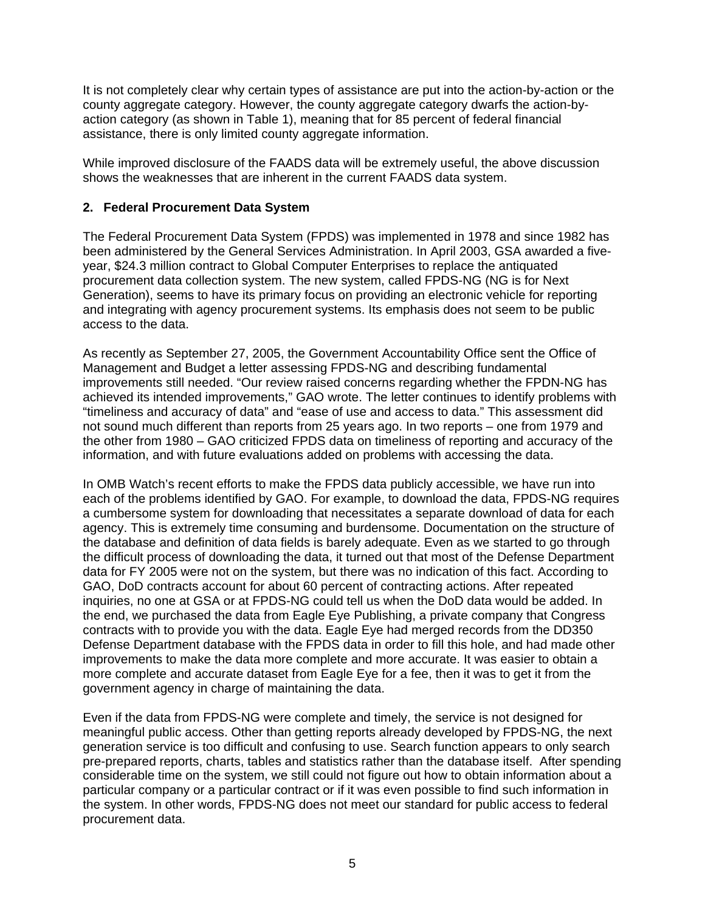It is not completely clear why certain types of assistance are put into the action-by-action or the county aggregate category. However, the county aggregate category dwarfs the action-by-action category (as shown in Table 1), meaning that for 85 percent of federal financial assistance, there is only limited county aggregate information.

While improved disclosure of the FAADS data will be extremely useful, the above discussion shows the weaknesses that are inherent in the current FAADS data system.

## 2. Federal Procurement Data System

The Federal Procurement Data System (FPDS) was implemented in 1978 and since 1982 has been administered by the General Services Administration. In April 2003, GSA awarded a five-year, $24.3 million contract to Global Computer Enterprises to replace the antiquated procurement data collection system. The new system, called FPDS-NG (NG is for Next Generation), seems to have its primary focus on providing an electronic vehicle for reporting and integrating with agency procurement systems. Its emphasis does not seem to be public access to the data.

As recently as September 27, 2005, the Government Accountability Office sent the Office of Management and Budget a letter assessing FPDS-NG and describing fundamental improvements still needed. "Our review raised concerns regarding whether the FPDN-NG has achieved its intended improvements," GAO wrote. The letter continues to identify problems with "timeliness and accuracy of data" and "ease of use and access to data." This assessment did not sound much different than reports from 25 years ago. In two reports – one from 1979 and the other from 1980 – GAO criticized FPDS data on timeliness of reporting and accuracy of the information, and with future evaluations added on problems with accessing the data.

In OMB Watch's recent efforts to make the FPDS data publicly accessible, we have run into each of the problems identified by GAO. For example, to download the data, FPDS-NG requires a cumbersome system for downloading that necessitates a separate download of data for each agency. This is extremely time consuming and burdensome. Documentation on the structure of the database and definition of data fields is barely adequate. Even as we started to go through the difficult process of downloading the data, it turned out that most of the Defense Department data for FY 2005 were not on the system, but there was no indication of this fact. According to GAO, DoD contracts account for about 60 percent of contracting actions. After repeated inquiries, no one at GSA or at FPDS-NG could tell us when the DoD data would be added. In the end, we purchased the data from Eagle Eye Publishing, a private company that Congress contracts with to provide you with the data. Eagle Eye had merged records from the DD350 Defense Department database with the FPDS data in order to fill this hole, and had made other improvements to make the data more complete and more accurate. It was easier to obtain a more complete and accurate dataset from Eagle Eye for a fee, then it was to get it from the government agency in charge of maintaining the data.

Even if the data from FPDS-NG were complete and timely, the service is not designed for meaningful public access. Other than getting reports already developed by FPDS-NG, the next generation service is too difficult and confusing to use. Search function appears to only search pre-prepared reports, charts, tables and statistics rather than the database itself. After spending considerable time on the system, we still could not figure out how to obtain information about a particular company or a particular contract or if it was even possible to find such information in the system. In other words, FPDS-NG does not meet our standard for public access to federal procurement data.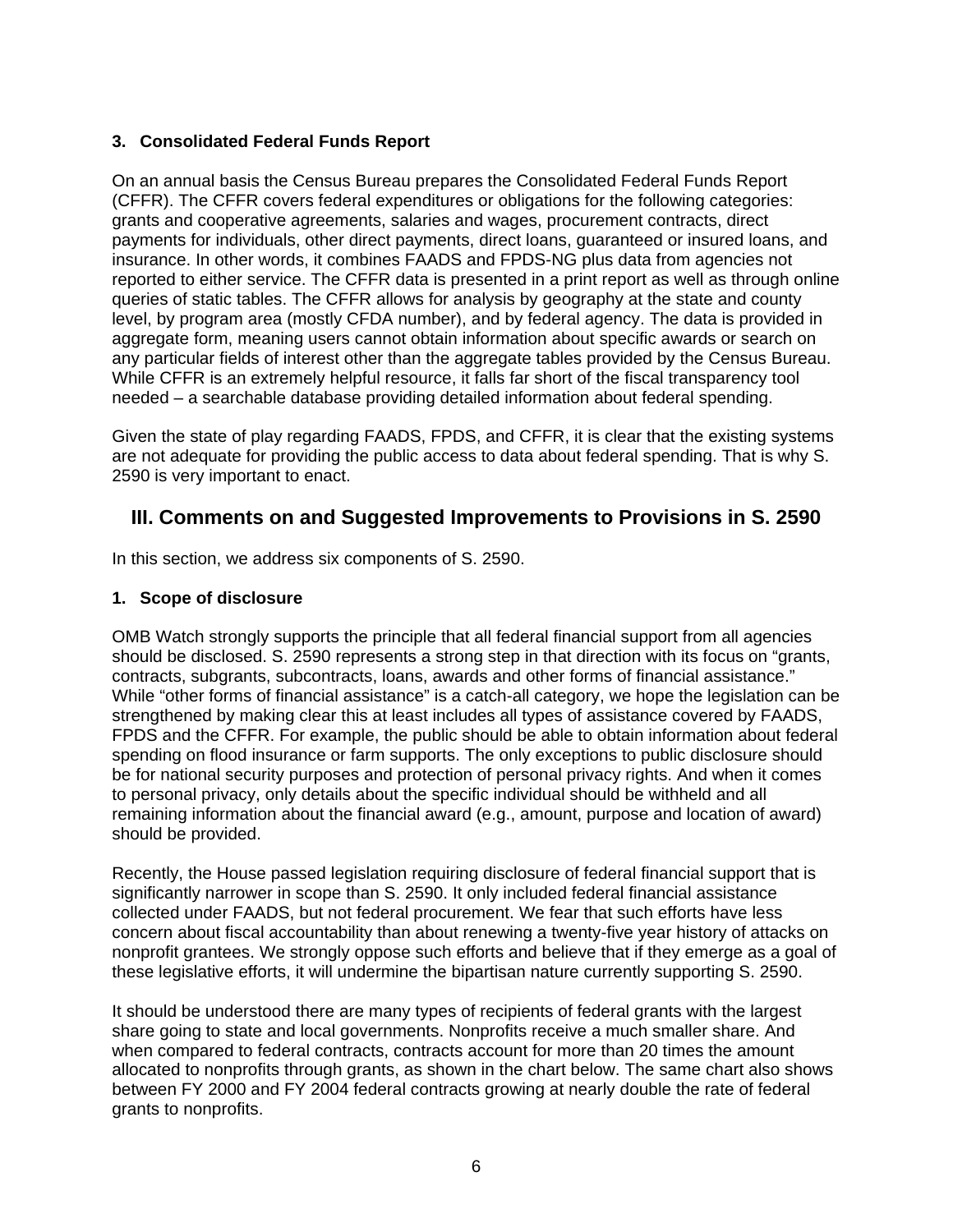### 3. Consolidated Federal Funds Report

On an annual basis the Census Bureau prepares the Consolidated Federal Funds Report (CFFR). The CFFR covers federal expenditures or obligations for the following categories: grants and cooperative agreements, salaries and wages, procurement contracts, direct payments for individuals, other direct payments, direct loans, guaranteed or insured loans, and insurance. In other words, it combines FAADS and FPDS-NG plus data from agencies not reported to either service. The CFFR data is presented in a print report as well as through online queries of static tables. The CFFR allows for analysis by geography at the state and county level, by program area (mostly CFDA number), and by federal agency. The data is provided in aggregate form, meaning users cannot obtain information about specific awards or search on any particular fields of interest other than the aggregate tables provided by the Census Bureau. While CFFR is an extremely helpful resource, it falls far short of the fiscal transparency tool needed – a searchable database providing detailed information about federal spending.

Given the state of play regarding FAADS, FPDS, and CFFR, it is clear that the existing systems are not adequate for providing the public access to data about federal spending. That is why S. 2590 is very important to enact.

## III. Comments on and Suggested Improvements to Provisions in S. 2590

In this section, we address six components of S. 2590.

### 1. Scope of disclosure

OMB Watch strongly supports the principle that all federal financial support from all agencies should be disclosed. S. 2590 represents a strong step in that direction with its focus on "grants, contracts, subgrants, subcontracts, loans, awards and other forms of financial assistance." While "other forms of financial assistance" is a catch-all category, we hope the legislation can be strengthened by making clear this at least includes all types of assistance covered by FAADS, FPDS and the CFFR. For example, the public should be able to obtain information about federal spending on flood insurance or farm supports. The only exceptions to public disclosure should be for national security purposes and protection of personal privacy rights. And when it comes to personal privacy, only details about the specific individual should be withheld and all remaining information about the financial award (e.g., amount, purpose and location of award) should be provided.

Recently, the House passed legislation requiring disclosure of federal financial support that is significantly narrower in scope than S. 2590. It only included federal financial assistance collected under FAADS, but not federal procurement. We fear that such efforts have less concern about fiscal accountability than about renewing a twenty-five year history of attacks on nonprofit grantees. We strongly oppose such efforts and believe that if they emerge as a goal of these legislative efforts, it will undermine the bipartisan nature currently supporting S. 2590.

It should be understood there are many types of recipients of federal grants with the largest share going to state and local governments. Nonprofits receive a much smaller share. And when compared to federal contracts, contracts account for more than 20 times the amount allocated to nonprofits through grants, as shown in the chart below. The same chart also shows between FY 2000 and FY 2004 federal contracts growing at nearly double the rate of federal grants to nonprofits.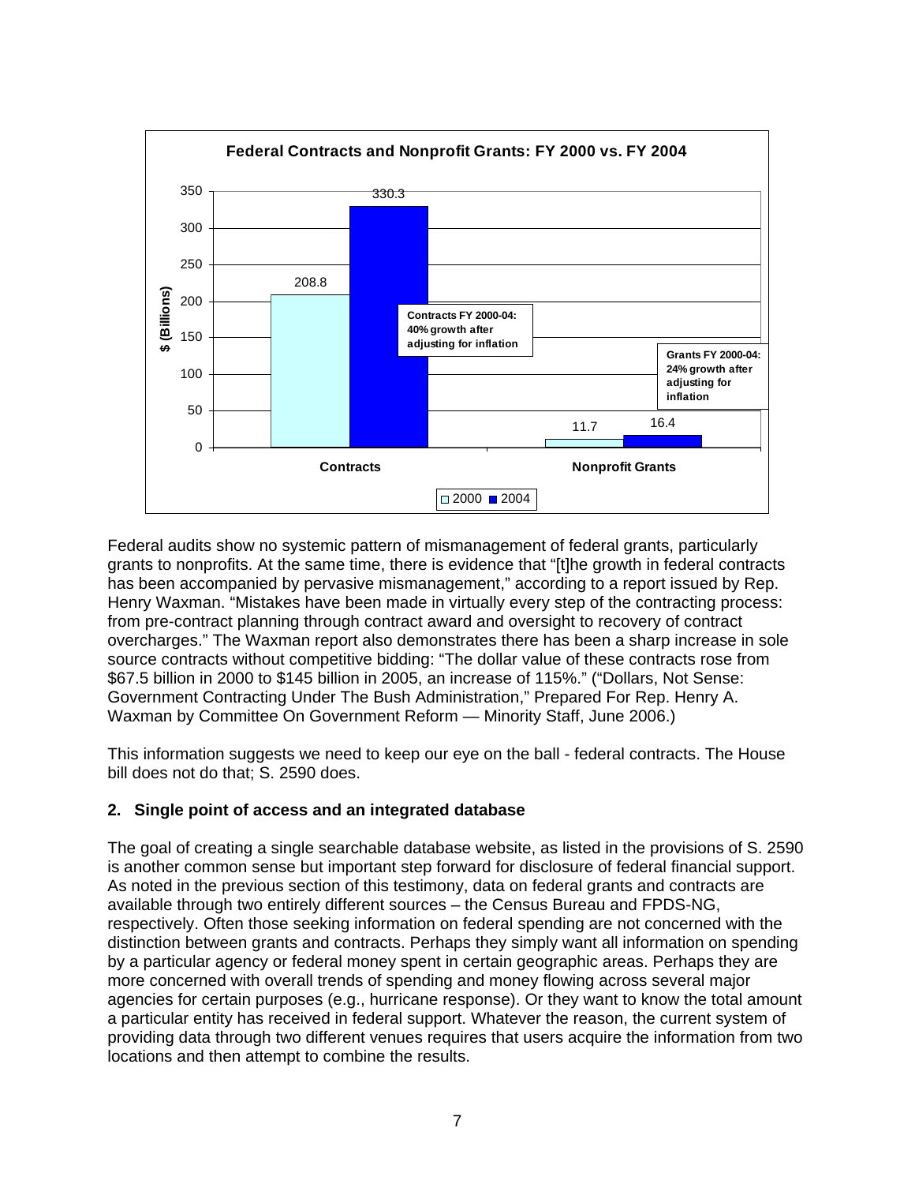**Federal Contracts and Nonprofit Grants: FY 2000 vs. FY 2004**

| $ (Billions) | 2000 | 2004 |
|---|---|---|
| Contracts | 208.8 | 330.3 |
| Nonprofit Grants | 11.7 | 16.4 |

Contracts FY 2000-04: 40% growth after adjusting for inflation

Grants FY 2000-04: 24% growth after adjusting for inflation

Federal audits show no systemic pattern of mismanagement of federal grants, particularly grants to nonprofits. At the same time, there is evidence that "[t]he growth in federal contracts has been accompanied by pervasive mismanagement," according to a report issued by Rep. Henry Waxman. "Mistakes have been made in virtually every step of the contracting process: from pre-contract planning through contract award and oversight to recovery of contract overcharges." The Waxman report also demonstrates there has been a sharp increase in sole source contracts without competitive bidding: "The dollar value of these contracts rose from $67.5 billion in 2000 to $145 billion in 2005, an increase of 115%." ("Dollars, Not Sense: Government Contracting Under The Bush Administration," Prepared For Rep. Henry A. Waxman by Committee On Government Reform — Minority Staff, June 2006.)

This information suggests we need to keep our eye on the ball - federal contracts. The House bill does not do that; S. 2590 does.

**2. Single point of access and an integrated database**

The goal of creating a single searchable database website, as listed in the provisions of S. 2590 is another common sense but important step forward for disclosure of federal financial support. As noted in the previous section of this testimony, data on federal grants and contracts are available through two entirely different sources – the Census Bureau and FPDS-NG, respectively. Often those seeking information on federal spending are not concerned with the distinction between grants and contracts. Perhaps they simply want all information on spending by a particular agency or federal money spent in certain geographic areas. Perhaps they are more concerned with overall trends of spending and money flowing across several major agencies for certain purposes (e.g., hurricane response). Or they want to know the total amount a particular entity has received in federal support. Whatever the reason, the current system of providing data through two different venues requires that users acquire the information from two locations and then attempt to combine the results.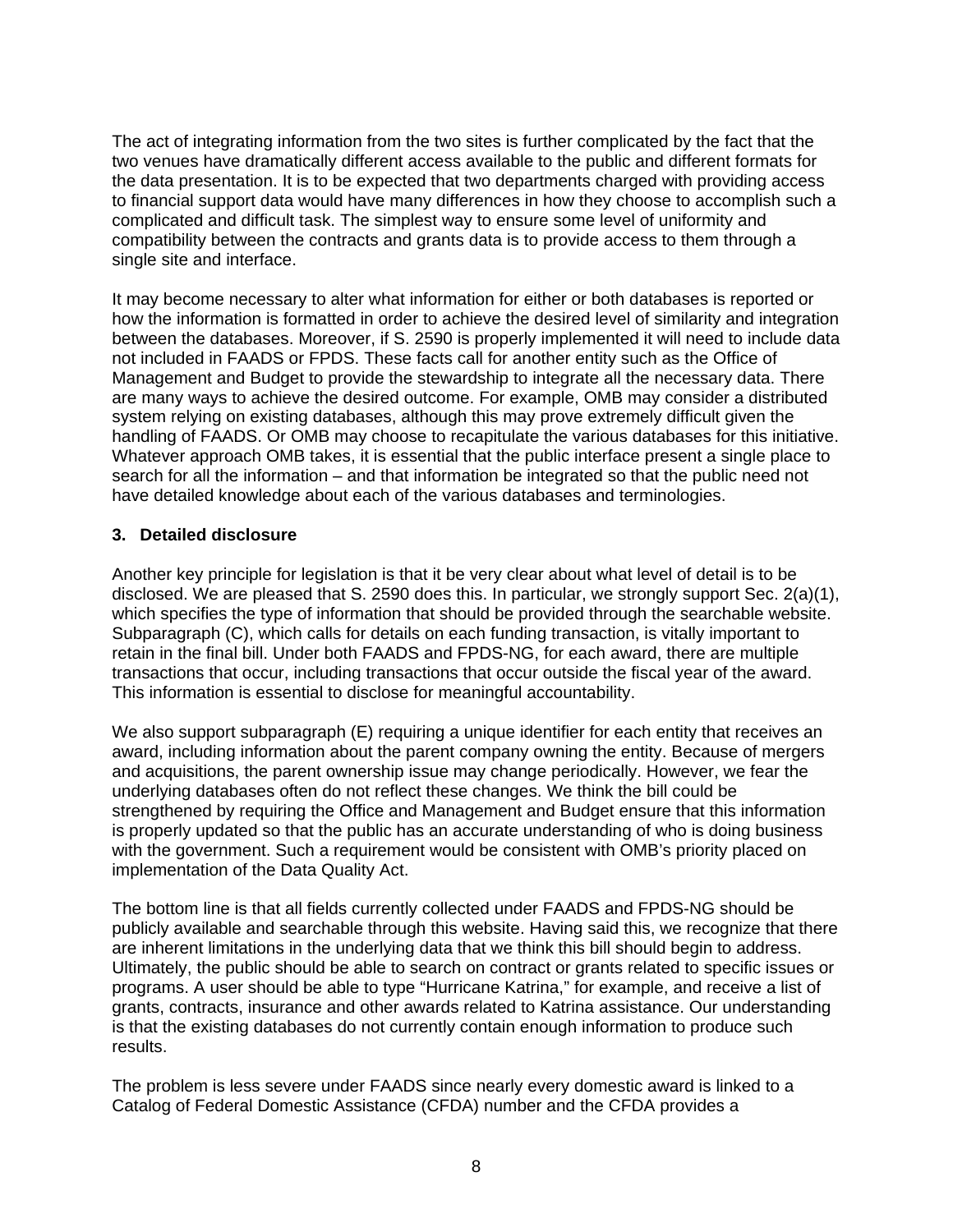The act of integrating information from the two sites is further complicated by the fact that the two venues have dramatically different access available to the public and different formats for the data presentation. It is to be expected that two departments charged with providing access to financial support data would have many differences in how they choose to accomplish such a complicated and difficult task. The simplest way to ensure some level of uniformity and compatibility between the contracts and grants data is to provide access to them through a single site and interface.

It may become necessary to alter what information for either or both databases is reported or how the information is formatted in order to achieve the desired level of similarity and integration between the databases. Moreover, if S. 2590 is properly implemented it will need to include data not included in FAADS or FPDS. These facts call for another entity such as the Office of Management and Budget to provide the stewardship to integrate all the necessary data. There are many ways to achieve the desired outcome. For example, OMB may consider a distributed system relying on existing databases, although this may prove extremely difficult given the handling of FAADS. Or OMB may choose to recapitulate the various databases for this initiative. Whatever approach OMB takes, it is essential that the public interface present a single place to search for all the information – and that information be integrated so that the public need not have detailed knowledge about each of the various databases and terminologies.

### 3. Detailed disclosure

Another key principle for legislation is that it be very clear about what level of detail is to be disclosed. We are pleased that S. 2590 does this. In particular, we strongly support Sec. 2(a)(1), which specifies the type of information that should be provided through the searchable website. Subparagraph (C), which calls for details on each funding transaction, is vitally important to retain in the final bill. Under both FAADS and FPDS-NG, for each award, there are multiple transactions that occur, including transactions that occur outside the fiscal year of the award. This information is essential to disclose for meaningful accountability.

We also support subparagraph (E) requiring a unique identifier for each entity that receives an award, including information about the parent company owning the entity. Because of mergers and acquisitions, the parent ownership issue may change periodically. However, we fear the underlying databases often do not reflect these changes. We think the bill could be strengthened by requiring the Office and Management and Budget ensure that this information is properly updated so that the public has an accurate understanding of who is doing business with the government. Such a requirement would be consistent with OMB's priority placed on implementation of the Data Quality Act.

The bottom line is that all fields currently collected under FAADS and FPDS-NG should be publicly available and searchable through this website. Having said this, we recognize that there are inherent limitations in the underlying data that we think this bill should begin to address. Ultimately, the public should be able to search on contract or grants related to specific issues or programs. A user should be able to type "Hurricane Katrina," for example, and receive a list of grants, contracts, insurance and other awards related to Katrina assistance. Our understanding is that the existing databases do not currently contain enough information to produce such results.

The problem is less severe under FAADS since nearly every domestic award is linked to a Catalog of Federal Domestic Assistance (CFDA) number and the CFDA provides a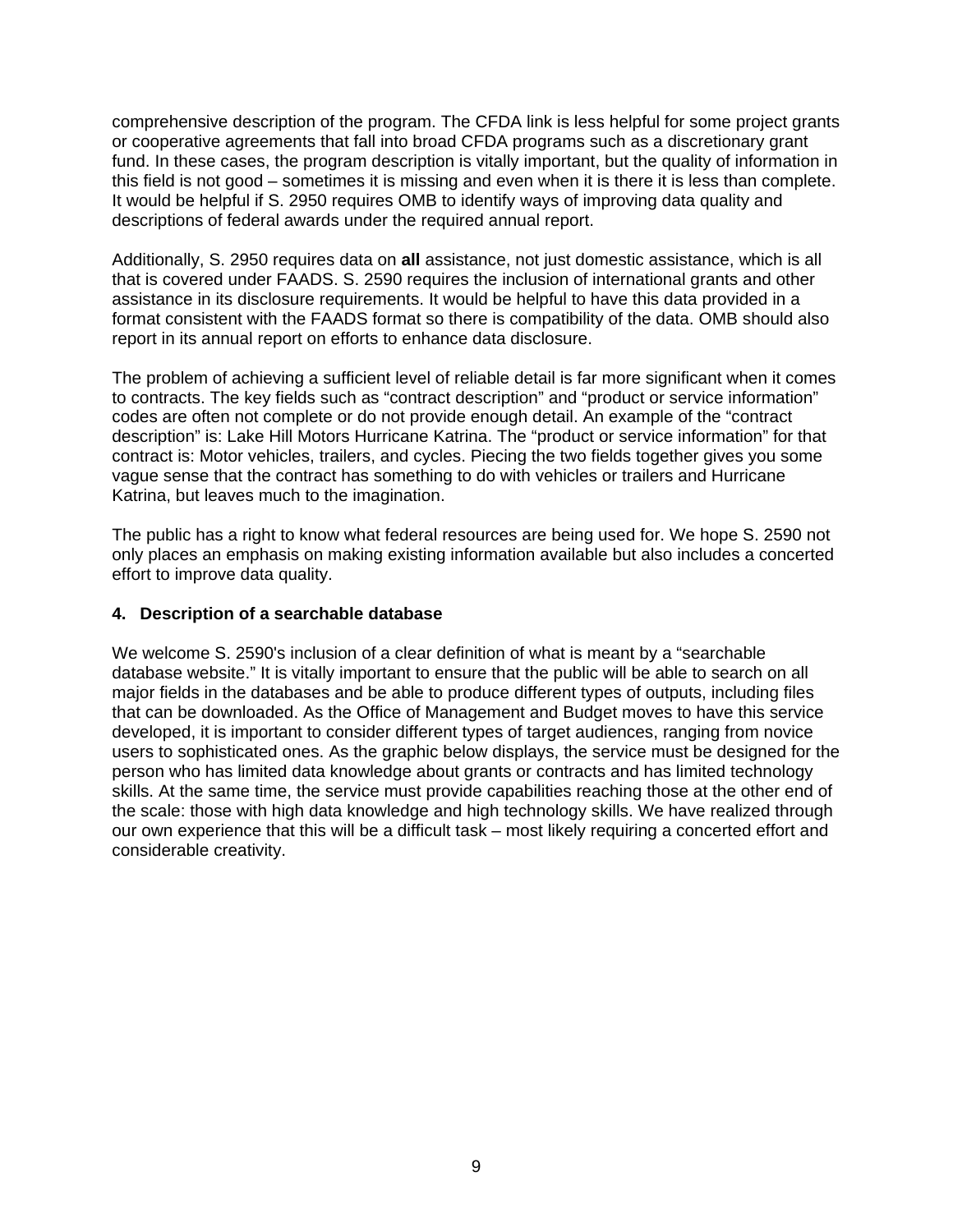comprehensive description of the program. The CFDA link is less helpful for some project grants or cooperative agreements that fall into broad CFDA programs such as a discretionary grant fund. In these cases, the program description is vitally important, but the quality of information in this field is not good – sometimes it is missing and even when it is there it is less than complete. It would be helpful if S. 2950 requires OMB to identify ways of improving data quality and descriptions of federal awards under the required annual report.

Additionally, S. 2950 requires data on **all** assistance, not just domestic assistance, which is all that is covered under FAADS. S. 2590 requires the inclusion of international grants and other assistance in its disclosure requirements. It would be helpful to have this data provided in a format consistent with the FAADS format so there is compatibility of the data. OMB should also report in its annual report on efforts to enhance data disclosure.

The problem of achieving a sufficient level of reliable detail is far more significant when it comes to contracts. The key fields such as "contract description" and "product or service information" codes are often not complete or do not provide enough detail. An example of the "contract description" is: Lake Hill Motors Hurricane Katrina. The "product or service information" for that contract is: Motor vehicles, trailers, and cycles. Piecing the two fields together gives you some vague sense that the contract has something to do with vehicles or trailers and Hurricane Katrina, but leaves much to the imagination.

The public has a right to know what federal resources are being used for. We hope S. 2590 not only places an emphasis on making existing information available but also includes a concerted effort to improve data quality.

### 4. Description of a searchable database

We welcome S. 2590's inclusion of a clear definition of what is meant by a "searchable database website." It is vitally important to ensure that the public will be able to search on all major fields in the databases and be able to produce different types of outputs, including files that can be downloaded. As the Office of Management and Budget moves to have this service developed, it is important to consider different types of target audiences, ranging from novice users to sophisticated ones. As the graphic below displays, the service must be designed for the person who has limited data knowledge about grants or contracts and has limited technology skills. At the same time, the service must provide capabilities reaching those at the other end of the scale: those with high data knowledge and high technology skills. We have realized through our own experience that this will be a difficult task – most likely requiring a concerted effort and considerable creativity.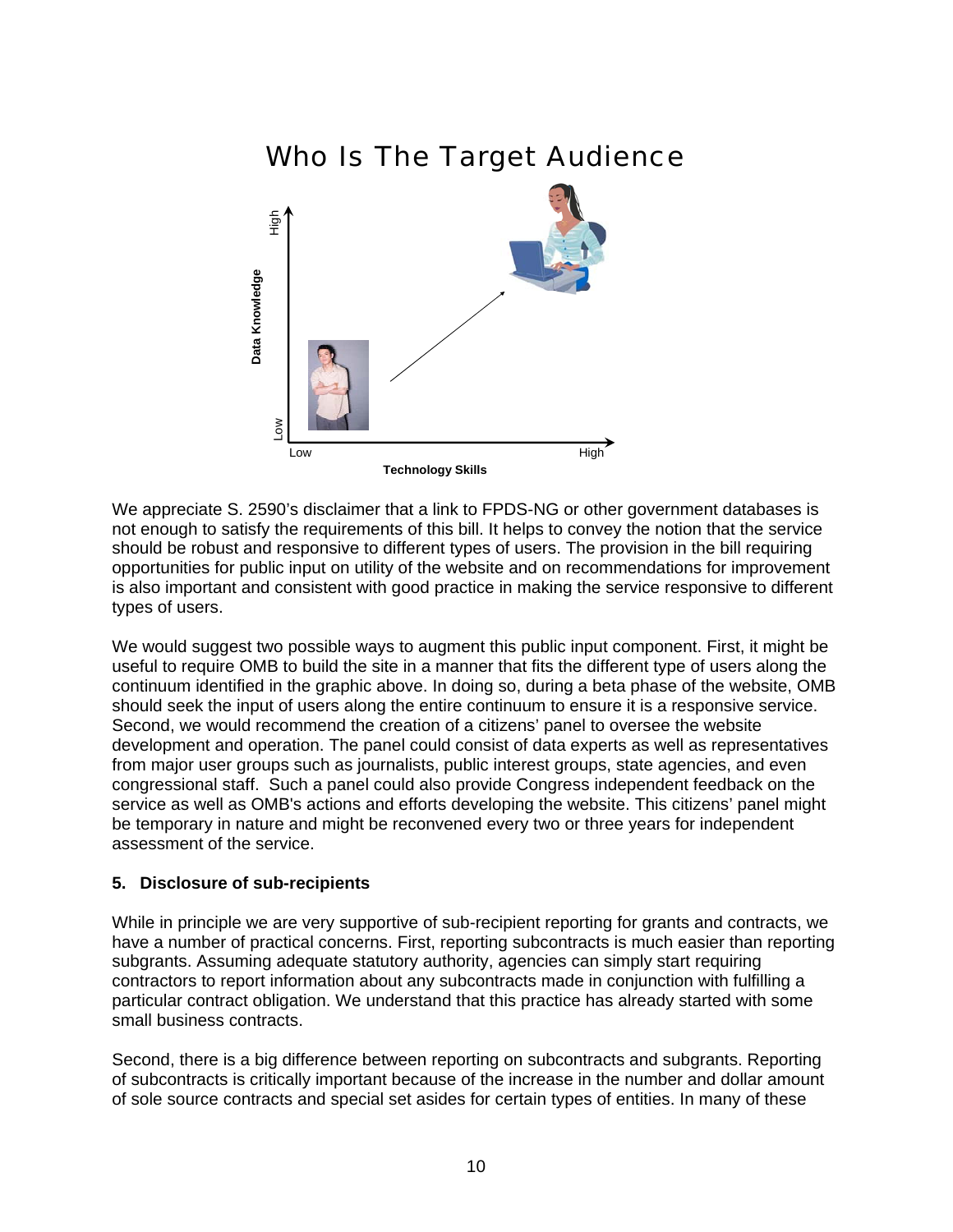## Who Is The Target Audience

Data Knowledge (Low → High)

Technology Skills (Low → High)

We appreciate S. 2590's disclaimer that a link to FPDS-NG or other government databases is not enough to satisfy the requirements of this bill. It helps to convey the notion that the service should be robust and responsive to different types of users. The provision in the bill requiring opportunities for public input on utility of the website and on recommendations for improvement is also important and consistent with good practice in making the service responsive to different types of users.

We would suggest two possible ways to augment this public input component. First, it might be useful to require OMB to build the site in a manner that fits the different type of users along the continuum identified in the graphic above. In doing so, during a beta phase of the website, OMB should seek the input of users along the entire continuum to ensure it is a responsive service. Second, we would recommend the creation of a citizens' panel to oversee the website development and operation. The panel could consist of data experts as well as representatives from major user groups such as journalists, public interest groups, state agencies, and even congressional staff. Such a panel could also provide Congress independent feedback on the service as well as OMB's actions and efforts developing the website. This citizens' panel might be temporary in nature and might be reconvened every two or three years for independent assessment of the service.

**5. Disclosure of sub-recipients**

While in principle we are very supportive of sub-recipient reporting for grants and contracts, we have a number of practical concerns. First, reporting subcontracts is much easier than reporting subgrants. Assuming adequate statutory authority, agencies can simply start requiring contractors to report information about any subcontracts made in conjunction with fulfilling a particular contract obligation. We understand that this practice has already started with some small business contracts.

Second, there is a big difference between reporting on subcontracts and subgrants. Reporting of subcontracts is critically important because of the increase in the number and dollar amount of sole source contracts and special set asides for certain types of entities. In many of these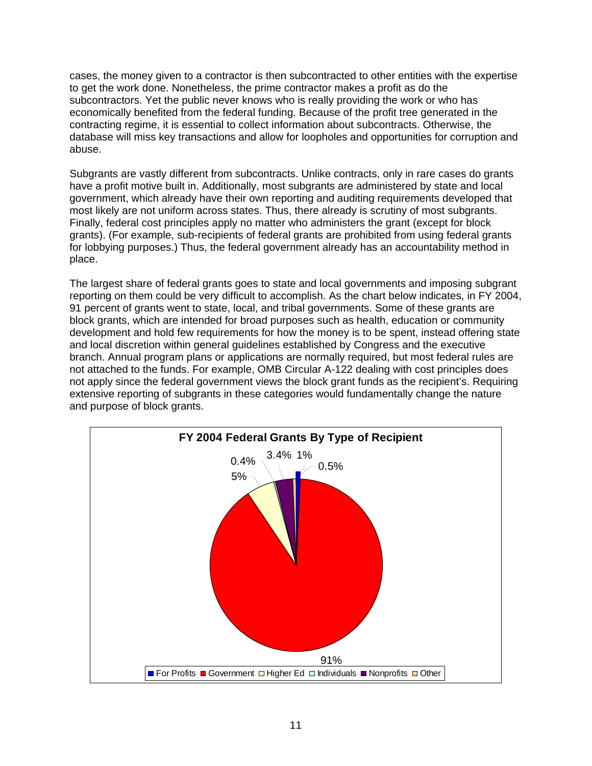cases, the money given to a contractor is then subcontracted to other entities with the expertise to get the work done. Nonetheless, the prime contractor makes a profit as do the subcontractors. Yet the public never knows who is really providing the work or who has economically benefited from the federal funding. Because of the profit tree generated in the contracting regime, it is essential to collect information about subcontracts. Otherwise, the database will miss key transactions and allow for loopholes and opportunities for corruption and abuse.

Subgrants are vastly different from subcontracts. Unlike contracts, only in rare cases do grants have a profit motive built in. Additionally, most subgrants are administered by state and local government, which already have their own reporting and auditing requirements developed that most likely are not uniform across states. Thus, there already is scrutiny of most subgrants. Finally, federal cost principles apply no matter who administers the grant (except for block grants). (For example, sub-recipients of federal grants are prohibited from using federal grants for lobbying purposes.) Thus, the federal government already has an accountability method in place.

The largest share of federal grants goes to state and local governments and imposing subgrant reporting on them could be very difficult to accomplish. As the chart below indicates, in FY 2004, 91 percent of grants went to state, local, and tribal governments. Some of these grants are block grants, which are intended for broad purposes such as health, education or community development and hold few requirements for how the money is to be spent, instead offering state and local discretion within general guidelines established by Congress and the executive branch. Annual program plans or applications are normally required, but most federal rules are not attached to the funds. For example, OMB Circular A-122 dealing with cost principles does not apply since the federal government views the block grant funds as the recipient's. Requiring extensive reporting of subgrants in these categories would fundamentally change the nature and purpose of block grants.

**FY 2004 Federal Grants By Type of Recipient**

| Type of Recipient | Share |
| --- | --- |
| For Profits | 1% |
| Government | 91% |
| Higher Ed | 5% |
| Individuals | 0.4% |
| Nonprofits | 3.4% |
| Other | 0.5% |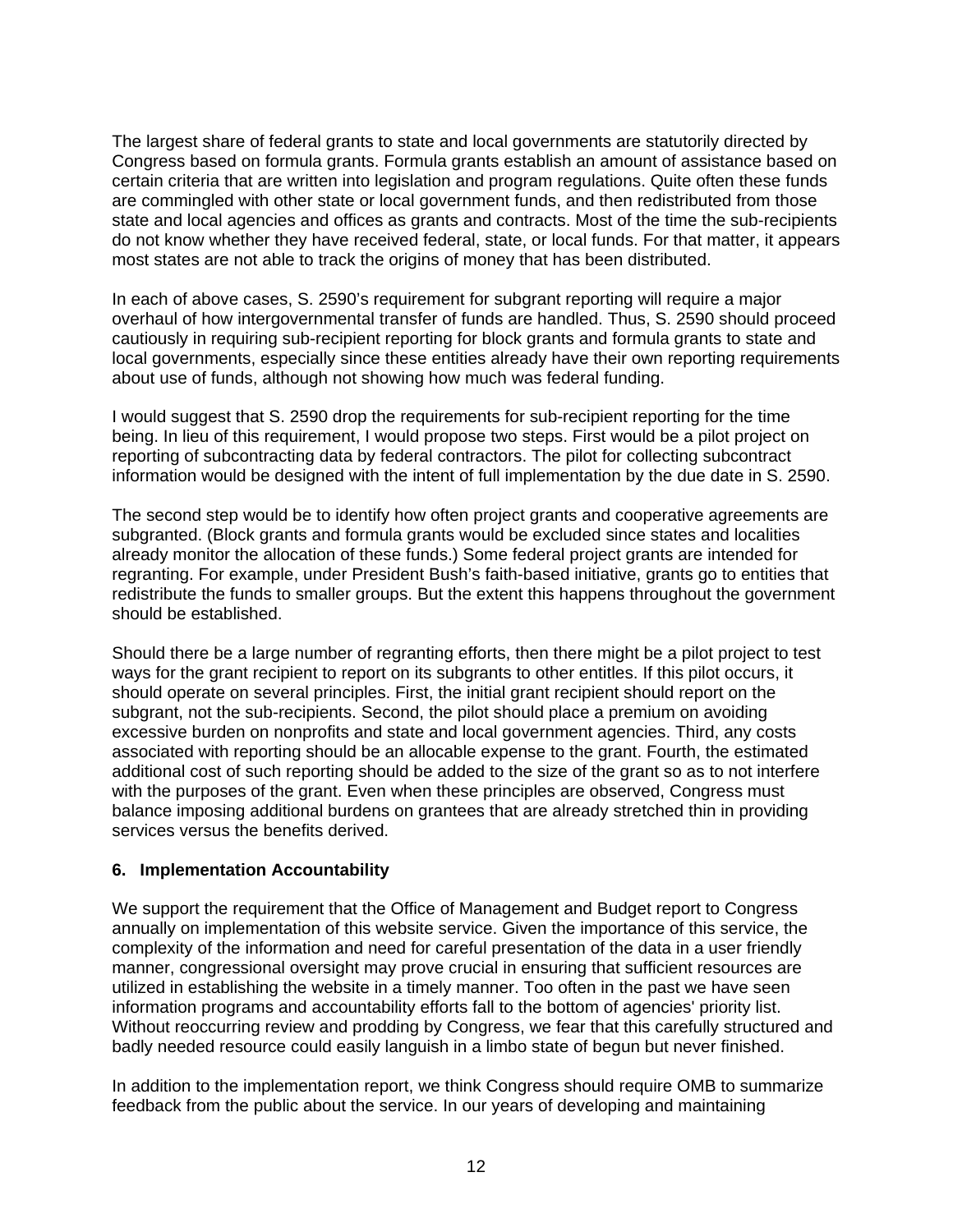The largest share of federal grants to state and local governments are statutorily directed by Congress based on formula grants. Formula grants establish an amount of assistance based on certain criteria that are written into legislation and program regulations. Quite often these funds are commingled with other state or local government funds, and then redistributed from those state and local agencies and offices as grants and contracts. Most of the time the sub-recipients do not know whether they have received federal, state, or local funds. For that matter, it appears most states are not able to track the origins of money that has been distributed.

In each of above cases, S. 2590's requirement for subgrant reporting will require a major overhaul of how intergovernmental transfer of funds are handled. Thus, S. 2590 should proceed cautiously in requiring sub-recipient reporting for block grants and formula grants to state and local governments, especially since these entities already have their own reporting requirements about use of funds, although not showing how much was federal funding.

I would suggest that S. 2590 drop the requirements for sub-recipient reporting for the time being. In lieu of this requirement, I would propose two steps. First would be a pilot project on reporting of subcontracting data by federal contractors. The pilot for collecting subcontract information would be designed with the intent of full implementation by the due date in S. 2590.

The second step would be to identify how often project grants and cooperative agreements are subgranted. (Block grants and formula grants would be excluded since states and localities already monitor the allocation of these funds.) Some federal project grants are intended for regranting. For example, under President Bush's faith-based initiative, grants go to entities that redistribute the funds to smaller groups. But the extent this happens throughout the government should be established.

Should there be a large number of regranting efforts, then there might be a pilot project to test ways for the grant recipient to report on its subgrants to other entitles. If this pilot occurs, it should operate on several principles. First, the initial grant recipient should report on the subgrant, not the sub-recipients. Second, the pilot should place a premium on avoiding excessive burden on nonprofits and state and local government agencies. Third, any costs associated with reporting should be an allocable expense to the grant. Fourth, the estimated additional cost of such reporting should be added to the size of the grant so as to not interfere with the purposes of the grant. Even when these principles are observed, Congress must balance imposing additional burdens on grantees that are already stretched thin in providing services versus the benefits derived.

**6. Implementation Accountability**

We support the requirement that the Office of Management and Budget report to Congress annually on implementation of this website service. Given the importance of this service, the complexity of the information and need for careful presentation of the data in a user friendly manner, congressional oversight may prove crucial in ensuring that sufficient resources are utilized in establishing the website in a timely manner. Too often in the past we have seen information programs and accountability efforts fall to the bottom of agencies' priority list. Without reoccurring review and prodding by Congress, we fear that this carefully structured and badly needed resource could easily languish in a limbo state of begun but never finished.

In addition to the implementation report, we think Congress should require OMB to summarize feedback from the public about the service. In our years of developing and maintaining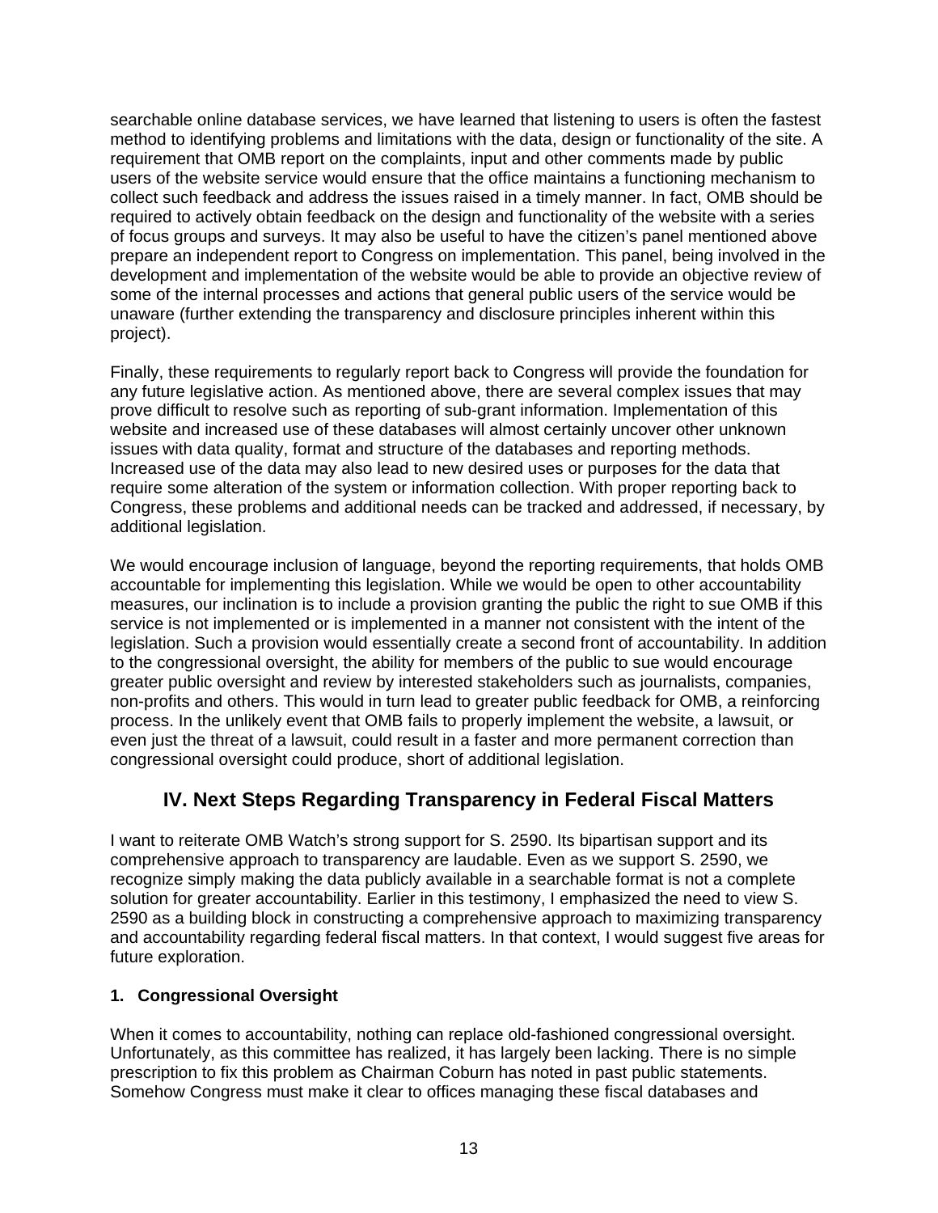searchable online database services, we have learned that listening to users is often the fastest method to identifying problems and limitations with the data, design or functionality of the site. A requirement that OMB report on the complaints, input and other comments made by public users of the website service would ensure that the office maintains a functioning mechanism to collect such feedback and address the issues raised in a timely manner. In fact, OMB should be required to actively obtain feedback on the design and functionality of the website with a series of focus groups and surveys. It may also be useful to have the citizen's panel mentioned above prepare an independent report to Congress on implementation. This panel, being involved in the development and implementation of the website would be able to provide an objective review of some of the internal processes and actions that general public users of the service would be unaware (further extending the transparency and disclosure principles inherent within this project).

Finally, these requirements to regularly report back to Congress will provide the foundation for any future legislative action. As mentioned above, there are several complex issues that may prove difficult to resolve such as reporting of sub-grant information. Implementation of this website and increased use of these databases will almost certainly uncover other unknown issues with data quality, format and structure of the databases and reporting methods. Increased use of the data may also lead to new desired uses or purposes for the data that require some alteration of the system or information collection. With proper reporting back to Congress, these problems and additional needs can be tracked and addressed, if necessary, by additional legislation.

We would encourage inclusion of language, beyond the reporting requirements, that holds OMB accountable for implementing this legislation. While we would be open to other accountability measures, our inclination is to include a provision granting the public the right to sue OMB if this service is not implemented or is implemented in a manner not consistent with the intent of the legislation. Such a provision would essentially create a second front of accountability. In addition to the congressional oversight, the ability for members of the public to sue would encourage greater public oversight and review by interested stakeholders such as journalists, companies, non-profits and others. This would in turn lead to greater public feedback for OMB, a reinforcing process. In the unlikely event that OMB fails to properly implement the website, a lawsuit, or even just the threat of a lawsuit, could result in a faster and more permanent correction than congressional oversight could produce, short of additional legislation.

## IV. Next Steps Regarding Transparency in Federal Fiscal Matters

I want to reiterate OMB Watch's strong support for S. 2590. Its bipartisan support and its comprehensive approach to transparency are laudable. Even as we support S. 2590, we recognize simply making the data publicly available in a searchable format is not a complete solution for greater accountability. Earlier in this testimony, I emphasized the need to view S. 2590 as a building block in constructing a comprehensive approach to maximizing transparency and accountability regarding federal fiscal matters. In that context, I would suggest five areas for future exploration.

### 1. Congressional Oversight

When it comes to accountability, nothing can replace old-fashioned congressional oversight. Unfortunately, as this committee has realized, it has largely been lacking. There is no simple prescription to fix this problem as Chairman Coburn has noted in past public statements. Somehow Congress must make it clear to offices managing these fiscal databases and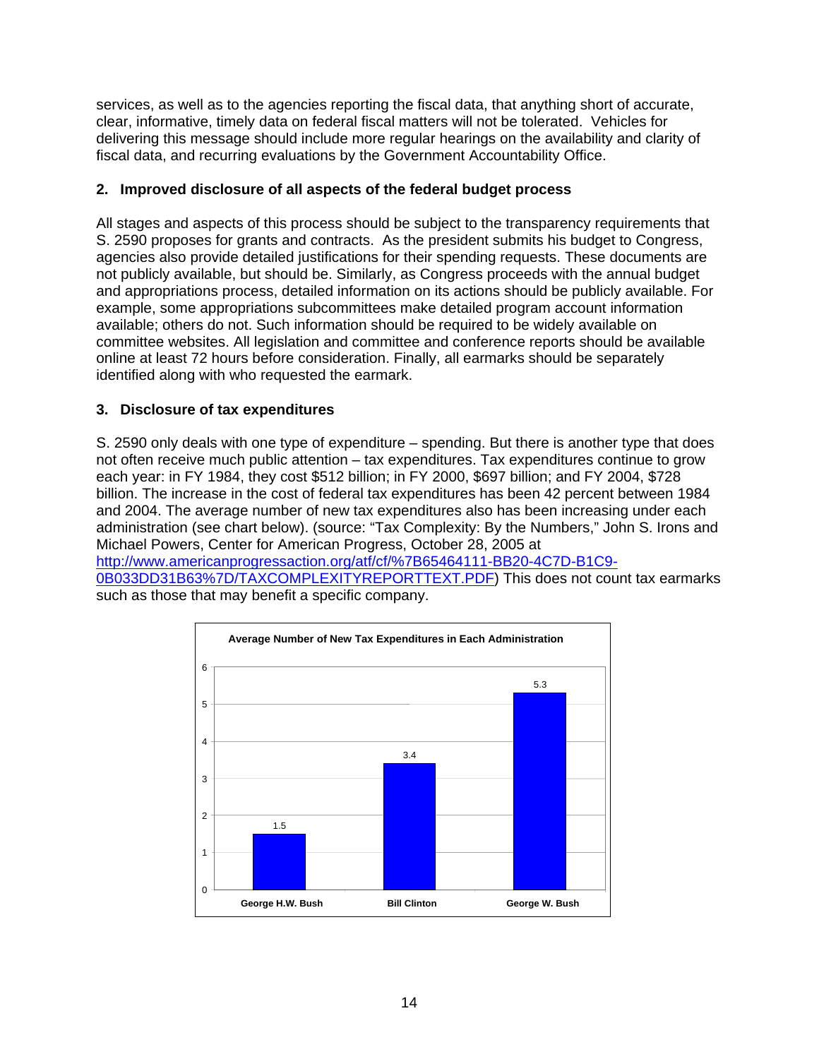services, as well as to the agencies reporting the fiscal data, that anything short of accurate, clear, informative, timely data on federal fiscal matters will not be tolerated. Vehicles for delivering this message should include more regular hearings on the availability and clarity of fiscal data, and recurring evaluations by the Government Accountability Office.

### 2. Improved disclosure of all aspects of the federal budget process

All stages and aspects of this process should be subject to the transparency requirements that S. 2590 proposes for grants and contracts. As the president submits his budget to Congress, agencies also provide detailed justifications for their spending requests. These documents are not publicly available, but should be. Similarly, as Congress proceeds with the annual budget and appropriations process, detailed information on its actions should be publicly available. For example, some appropriations subcommittees make detailed program account information available; others do not. Such information should be required to be widely available on committee websites. All legislation and committee and conference reports should be available online at least 72 hours before consideration. Finally, all earmarks should be separately identified along with who requested the earmark.

### 3. Disclosure of tax expenditures

S. 2590 only deals with one type of expenditure – spending. But there is another type that does not often receive much public attention – tax expenditures. Tax expenditures continue to grow each year: in FY 1984, they cost $512 billion; in FY 2000, $697 billion; and FY 2004, $728 billion. The increase in the cost of federal tax expenditures has been 42 percent between 1984 and 2004. The average number of new tax expenditures also has been increasing under each administration (see chart below). (source: "Tax Complexity: By the Numbers," John S. Irons and Michael Powers, Center for American Progress, October 28, 2005 at http://www.americanprogressaction.org/atf/cf/%7B65464111-BB20-4C7D-B1C9-0B033DD31B63%7D/TAXCOMPLEXITYREPORTTEXT.PDF) This does not count tax earmarks such as those that may benefit a specific company.

**Average Number of New Tax Expenditures in Each Administration**

| Administration | Average Number of New Tax Expenditures |
|---|---|
| George H.W. Bush | 1.5 |
| Bill Clinton | 3.4 |
| George W. Bush | 5.3 |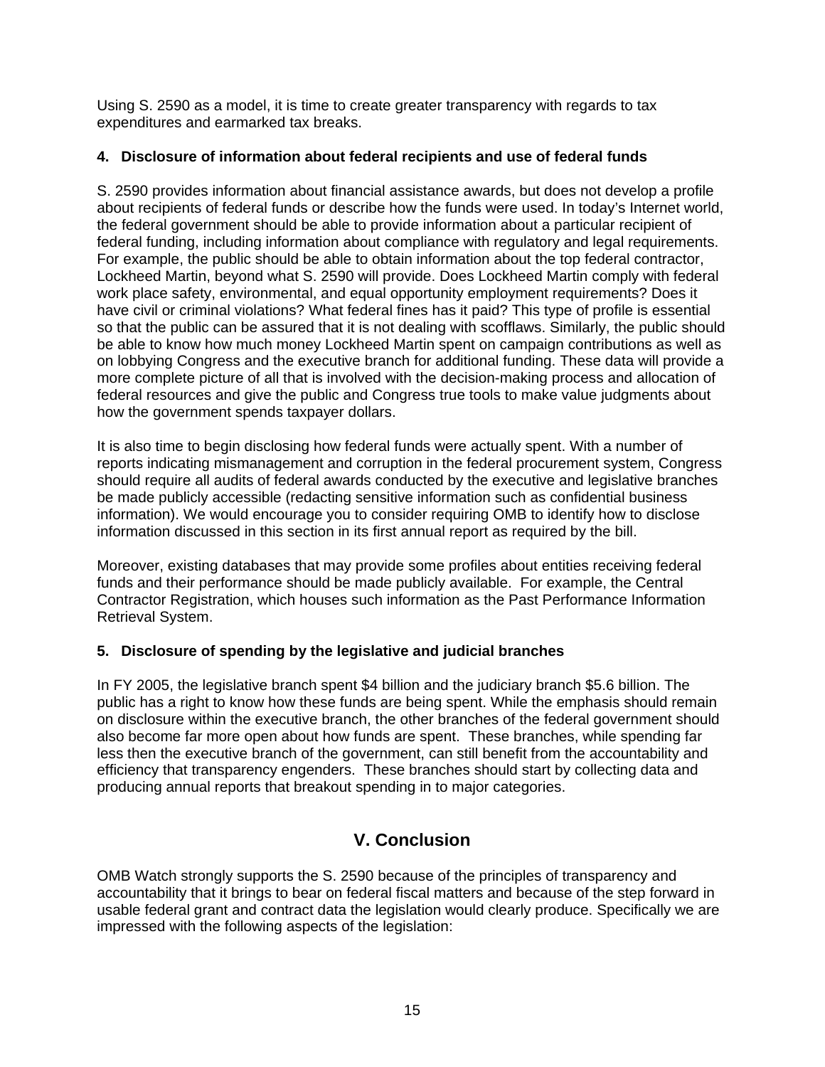Using S. 2590 as a model, it is time to create greater transparency with regards to tax expenditures and earmarked tax breaks.

#### 4. Disclosure of information about federal recipients and use of federal funds

S. 2590 provides information about financial assistance awards, but does not develop a profile about recipients of federal funds or describe how the funds were used. In today's Internet world, the federal government should be able to provide information about a particular recipient of federal funding, including information about compliance with regulatory and legal requirements. For example, the public should be able to obtain information about the top federal contractor, Lockheed Martin, beyond what S. 2590 will provide. Does Lockheed Martin comply with federal work place safety, environmental, and equal opportunity employment requirements? Does it have civil or criminal violations? What federal fines has it paid? This type of profile is essential so that the public can be assured that it is not dealing with scofflaws. Similarly, the public should be able to know how much money Lockheed Martin spent on campaign contributions as well as on lobbying Congress and the executive branch for additional funding. These data will provide a more complete picture of all that is involved with the decision-making process and allocation of federal resources and give the public and Congress true tools to make value judgments about how the government spends taxpayer dollars.

It is also time to begin disclosing how federal funds were actually spent. With a number of reports indicating mismanagement and corruption in the federal procurement system, Congress should require all audits of federal awards conducted by the executive and legislative branches be made publicly accessible (redacting sensitive information such as confidential business information). We would encourage you to consider requiring OMB to identify how to disclose information discussed in this section in its first annual report as required by the bill.

Moreover, existing databases that may provide some profiles about entities receiving federal funds and their performance should be made publicly available. For example, the Central Contractor Registration, which houses such information as the Past Performance Information Retrieval System.

#### 5. Disclosure of spending by the legislative and judicial branches

In FY 2005, the legislative branch spent $4 billion and the judiciary branch $5.6 billion. The public has a right to know how these funds are being spent. While the emphasis should remain on disclosure within the executive branch, the other branches of the federal government should also become far more open about how funds are spent. These branches, while spending far less then the executive branch of the government, can still benefit from the accountability and efficiency that transparency engenders. These branches should start by collecting data and producing annual reports that breakout spending in to major categories.

## V. Conclusion

OMB Watch strongly supports the S. 2590 because of the principles of transparency and accountability that it brings to bear on federal fiscal matters and because of the step forward in usable federal grant and contract data the legislation would clearly produce. Specifically we are impressed with the following aspects of the legislation: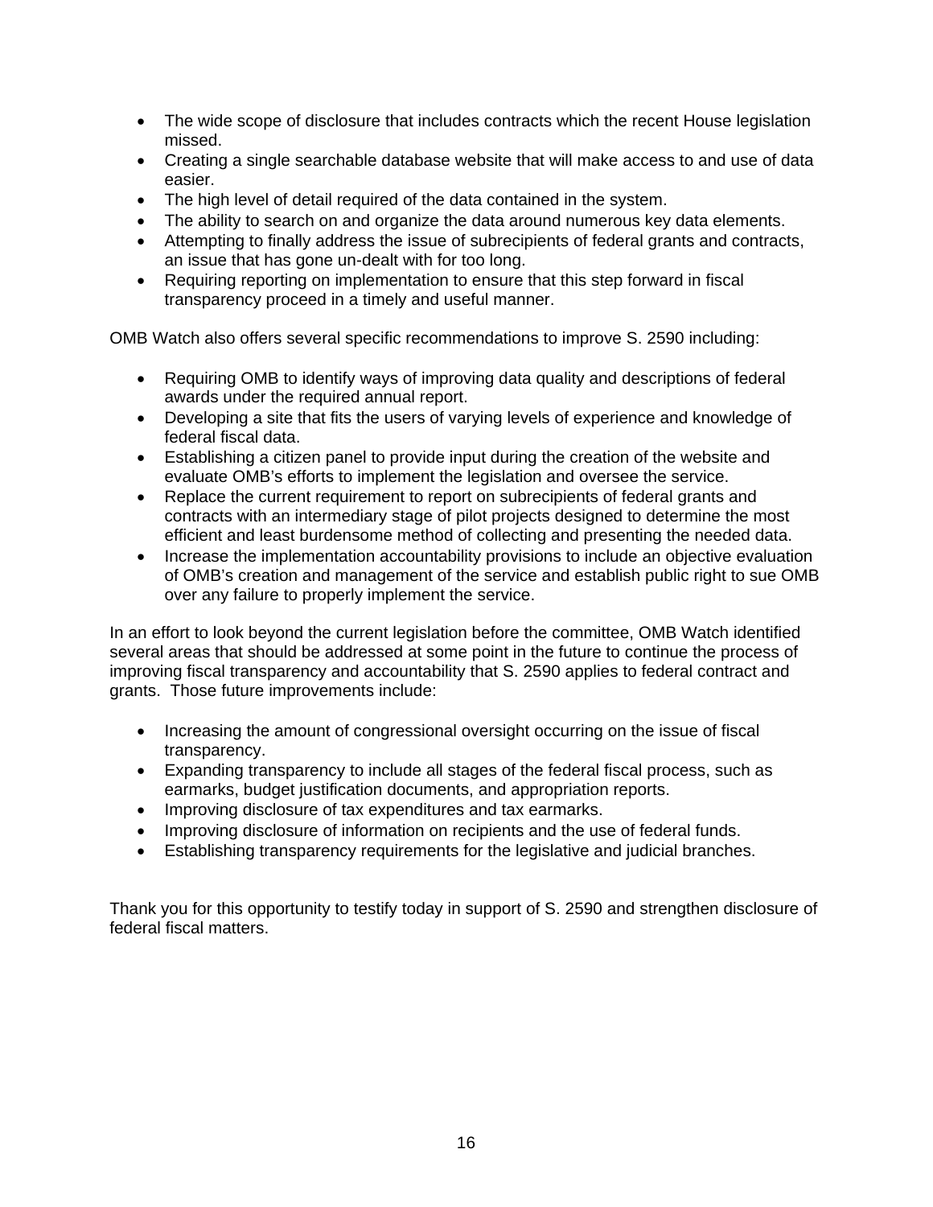- The wide scope of disclosure that includes contracts which the recent House legislation missed.
- Creating a single searchable database website that will make access to and use of data easier.
- The high level of detail required of the data contained in the system.
- The ability to search on and organize the data around numerous key data elements.
- Attempting to finally address the issue of subrecipients of federal grants and contracts, an issue that has gone un-dealt with for too long.
- Requiring reporting on implementation to ensure that this step forward in fiscal transparency proceed in a timely and useful manner.

OMB Watch also offers several specific recommendations to improve S. 2590 including:

- Requiring OMB to identify ways of improving data quality and descriptions of federal awards under the required annual report.
- Developing a site that fits the users of varying levels of experience and knowledge of federal fiscal data.
- Establishing a citizen panel to provide input during the creation of the website and evaluate OMB's efforts to implement the legislation and oversee the service.
- Replace the current requirement to report on subrecipients of federal grants and contracts with an intermediary stage of pilot projects designed to determine the most efficient and least burdensome method of collecting and presenting the needed data.
- Increase the implementation accountability provisions to include an objective evaluation of OMB's creation and management of the service and establish public right to sue OMB over any failure to properly implement the service.

In an effort to look beyond the current legislation before the committee, OMB Watch identified several areas that should be addressed at some point in the future to continue the process of improving fiscal transparency and accountability that S. 2590 applies to federal contract and grants. Those future improvements include:

- Increasing the amount of congressional oversight occurring on the issue of fiscal transparency.
- Expanding transparency to include all stages of the federal fiscal process, such as earmarks, budget justification documents, and appropriation reports.
- Improving disclosure of tax expenditures and tax earmarks.
- Improving disclosure of information on recipients and the use of federal funds.
- Establishing transparency requirements for the legislative and judicial branches.

Thank you for this opportunity to testify today in support of S. 2590 and strengthen disclosure of federal fiscal matters.